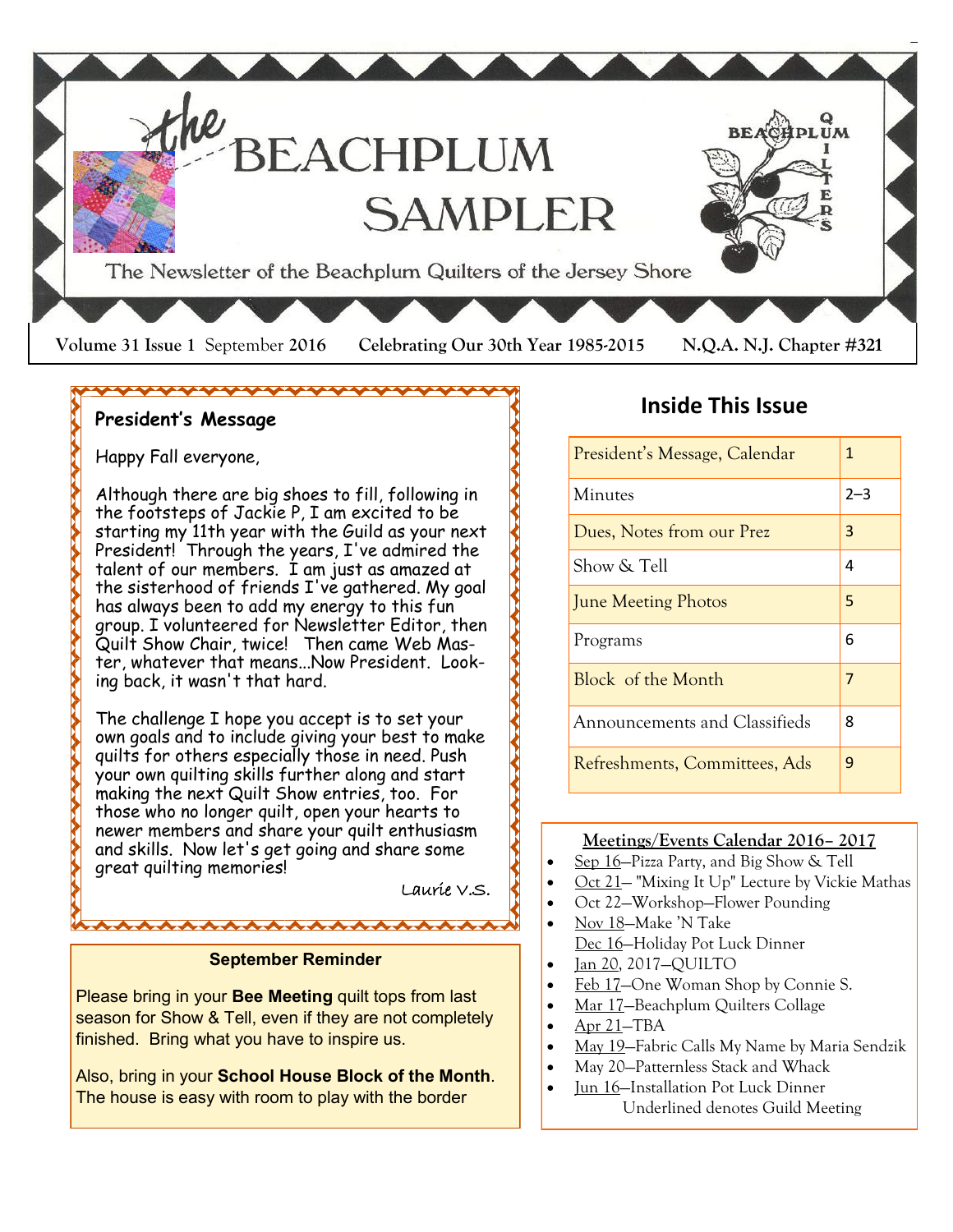# the BEACHPLUM SAMPLER

The Newsletter of the Beachplum Quilters of the Jersey Shore

BEACHPLUM QUILTERS

**Volume 31 Issue 1** September **2016** **Celebrating Our 30th Year 1985-2015** **N.Q.A. N.J. Chapter #321**

## President's Message

Happy Fall everyone,

Although there are big shoes to fill, following in the footsteps of Jackie P, I am excited to be starting my 11th year with the Guild as your next President! Through the years, I've admired the talent of our members. I am just as amazed at the sisterhood of friends I've gathered. My goal has always been to add my energy to this fun group. I volunteered for Newsletter Editor, then Quilt Show Chair, twice! Then came Web Master, whatever that means...Now President. Looking back, it wasn't that hard.

The challenge I hope you accept is to set your own goals and to include giving your best to make quilts for others especially those in need. Push your own quilting skills further along and start making the next Quilt Show entries, too. For those who no longer quilt, open your hearts to newer members and share your quilt enthusiasm and skills. Now let's get going and share some great quilting memories!

Laurie V.S.

### September Reminder

Please bring in your **Bee Meeting** quilt tops from last season for Show & Tell, even if they are not completely finished. Bring what you have to inspire us.

Also, bring in your **School House Block of the Month**. The house is easy with room to play with the border

## Inside This Issue

| | |
|---|---|
| President's Message, Calendar | 1 |
| Minutes | 2–3 |
| Dues, Notes from our Prez | 3 |
| Show & Tell | 4 |
| June Meeting Photos | 5 |
| Programs | 6 |
| Block of the Month | 7 |
| Announcements and Classifieds | 8 |
| Refreshments, Committees, Ads | 9 |

### Meetings/Events Calendar 2016– 2017

- Sep 16—Pizza Party, and Big Show & Tell
- Oct 21— "Mixing It Up" Lecture by Vickie Mathas
- Oct 22—Workshop—Flower Pounding
- Nov 18—Make 'N Take
  Dec 16—Holiday Pot Luck Dinner
- Jan 20, 2017—QUILTO
- Feb 17—One Woman Shop by Connie S.
- Mar 17—Beachplum Quilters Collage
- Apr 21—TBA
- May 19—Fabric Calls My Name by Maria Sendzik
- May 20—Patternless Stack and Whack
- Jun 16—Installation Pot Luck Dinner

Underlined denotes Guild Meeting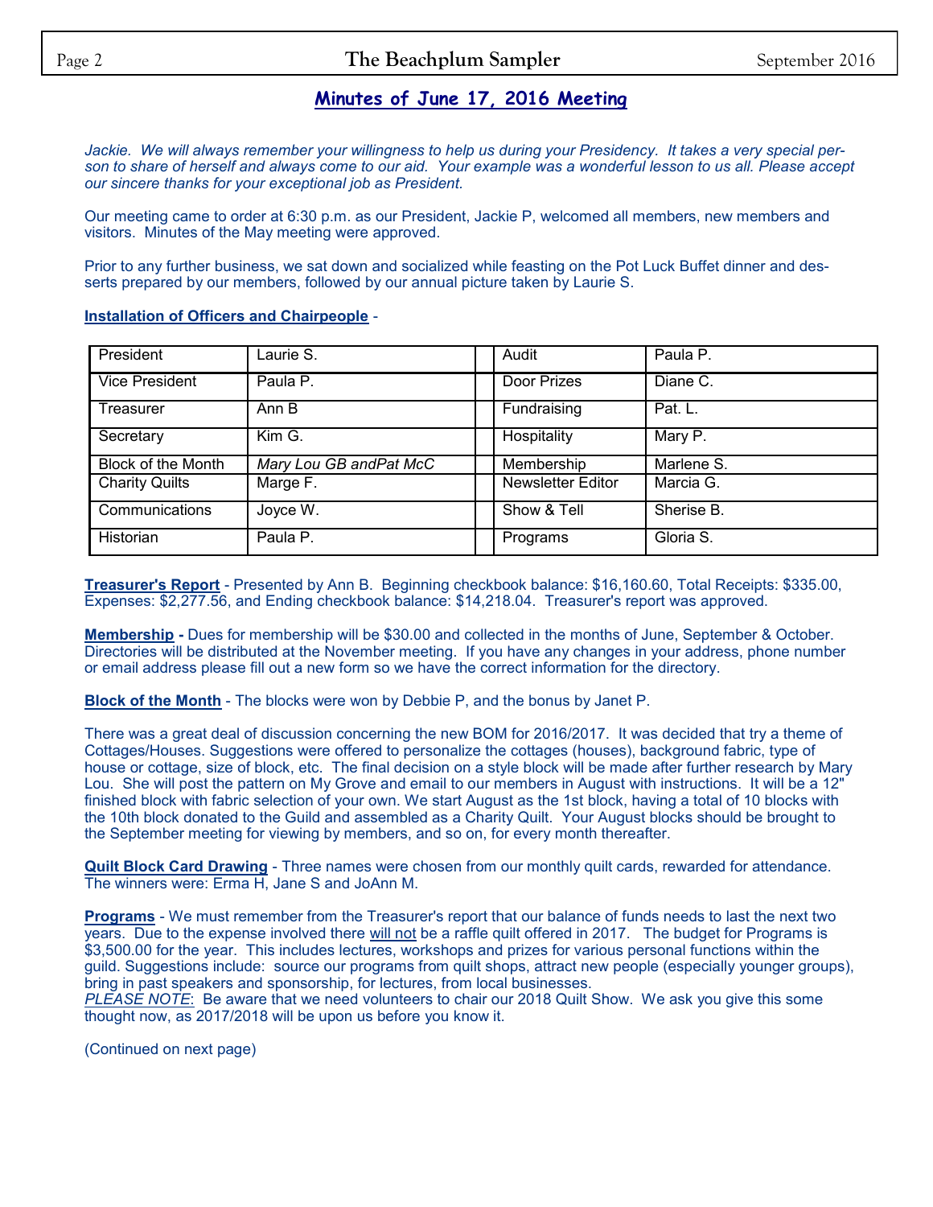## Minutes of June 17, 2016 Meeting

*Jackie. We will always remember your willingness to help us during your Presidency. It takes a very special person to share of herself and always come to our aid. Your example was a wonderful lesson to us all. Please accept our sincere thanks for your exceptional job as President.*

Our meeting came to order at 6:30 p.m. as our President, Jackie P, welcomed all members, new members and visitors. Minutes of the May meeting were approved.

Prior to any further business, we sat down and socialized while feasting on the Pot Luck Buffet dinner and desserts prepared by our members, followed by our annual picture taken by Laurie S.

**Installation of Officers and Chairpeople** -

| | | | | |
|---|---|---|---|---|
| President | Laurie S. | | Audit | Paula P. |
| Vice President | Paula P. | | Door Prizes | Diane C. |
| Treasurer | Ann B | | Fundraising | Pat. L. |
| Secretary | Kim G. | | Hospitality | Mary P. |
| Block of the Month | *Mary Lou GB andPat McC* | | Membership | Marlene S. |
| Charity Quilts | Marge F. | | Newsletter Editor | Marcia G. |
| Communications | Joyce W. | | Show & Tell | Sherise B. |
| Historian | Paula P. | | Programs | Gloria S. |

**Treasurer's Report** - Presented by Ann B. Beginning checkbook balance: $16,160.60, Total Receipts: $335.00, Expenses: $2,277.56, and Ending checkbook balance: $14,218.04. Treasurer's report was approved.

**Membership -** Dues for membership will be $30.00 and collected in the months of June, September & October. Directories will be distributed at the November meeting. If you have any changes in your address, phone number or email address please fill out a new form so we have the correct information for the directory.

**Block of the Month** - The blocks were won by Debbie P, and the bonus by Janet P.

There was a great deal of discussion concerning the new BOM for 2016/2017. It was decided that try a theme of Cottages/Houses. Suggestions were offered to personalize the cottages (houses), background fabric, type of house or cottage, size of block, etc. The final decision on a style block will be made after further research by Mary Lou. She will post the pattern on My Grove and email to our members in August with instructions. It will be a 12" finished block with fabric selection of your own. We start August as the 1st block, having a total of 10 blocks with the 10th block donated to the Guild and assembled as a Charity Quilt. Your August blocks should be brought to the September meeting for viewing by members, and so on, for every month thereafter.

**Quilt Block Card Drawing** - Three names were chosen from our monthly quilt cards, rewarded for attendance. The winners were: Erma H, Jane S and JoAnn M.

**Programs** - We must remember from the Treasurer's report that our balance of funds needs to last the next two years. Due to the expense involved there <u>will not</u> be a raffle quilt offered in 2017. The budget for Programs is $3,500.00 for the year. This includes lectures, workshops and prizes for various personal functions within the guild. Suggestions include: source our programs from quilt shops, attract new people (especially younger groups), bring in past speakers and sponsorship, for lectures, from local businesses.
*<u>PLEASE NOTE</u>*: Be aware that we need volunteers to chair our 2018 Quilt Show. We ask you give this some thought now, as 2017/2018 will be upon us before you know it.

(Continued on next page)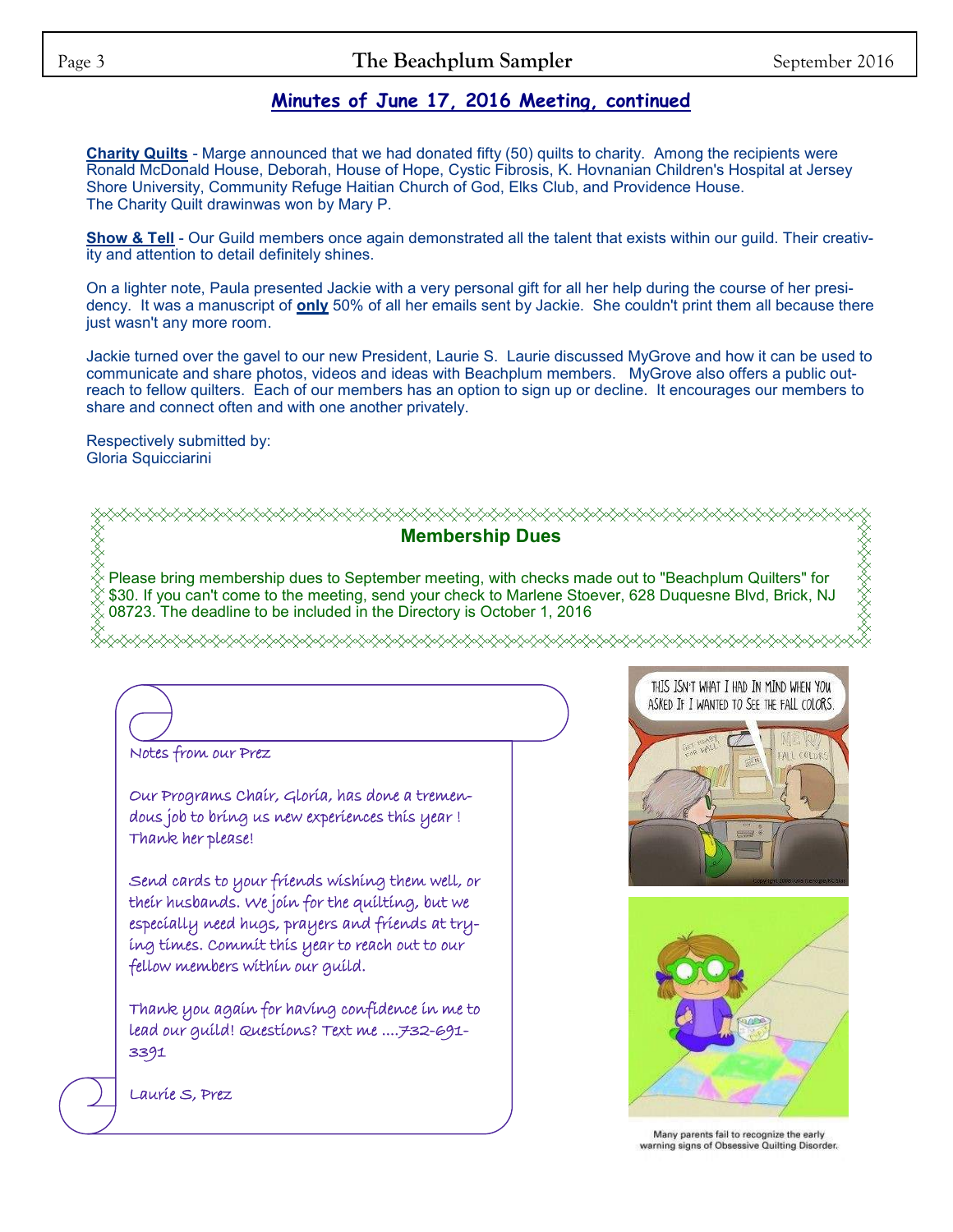## Minutes of June 17, 2016 Meeting, continued

**Charity Quilts** - Marge announced that we had donated fifty (50) quilts to charity. Among the recipients were Ronald McDonald House, Deborah, House of Hope, Cystic Fibrosis, K. Hovnanian Children's Hospital at Jersey Shore University, Community Refuge Haitian Church of God, Elks Club, and Providence House. The Charity Quilt drawinwas won by Mary P.

**Show & Tell** - Our Guild members once again demonstrated all the talent that exists within our guild. Their creativity and attention to detail definitely shines.

On a lighter note, Paula presented Jackie with a very personal gift for all her help during the course of her presidency. It was a manuscript of **only** 50% of all her emails sent by Jackie. She couldn't print them all because there just wasn't any more room.

Jackie turned over the gavel to our new President, Laurie S. Laurie discussed MyGrove and how it can be used to communicate and share photos, videos and ideas with Beachplum members. MyGrove also offers a public outreach to fellow quilters. Each of our members has an option to sign up or decline. It encourages our members to share and connect often and with one another privately.

Respectively submitted by:
Gloria Squicciarini

### Membership Dues

Please bring membership dues to September meeting, with checks made out to "Beachplum Quilters" for $30. If you can't come to the meeting, send your check to Marlene Stoever, 628 Duquesne Blvd, Brick, NJ 08723. The deadline to be included in the Directory is October 1, 2016

### Notes from our Prez

Our Programs Chair, Gloria, has done a tremendous job to bring us new experiences this year ! Thank her please!

Send cards to your friends wishing them well, or their husbands. We join for the quilting, but we especially need hugs, prayers and friends at trying times. Commit this year to reach out to our fellow members within our guild.

Thank you again for having confidence in me to lead our guild! Questions? Text me ....732-691-3391

Laurie S, Prez

Many parents fail to recognize the early warning signs of Obsessive Quilting Disorder.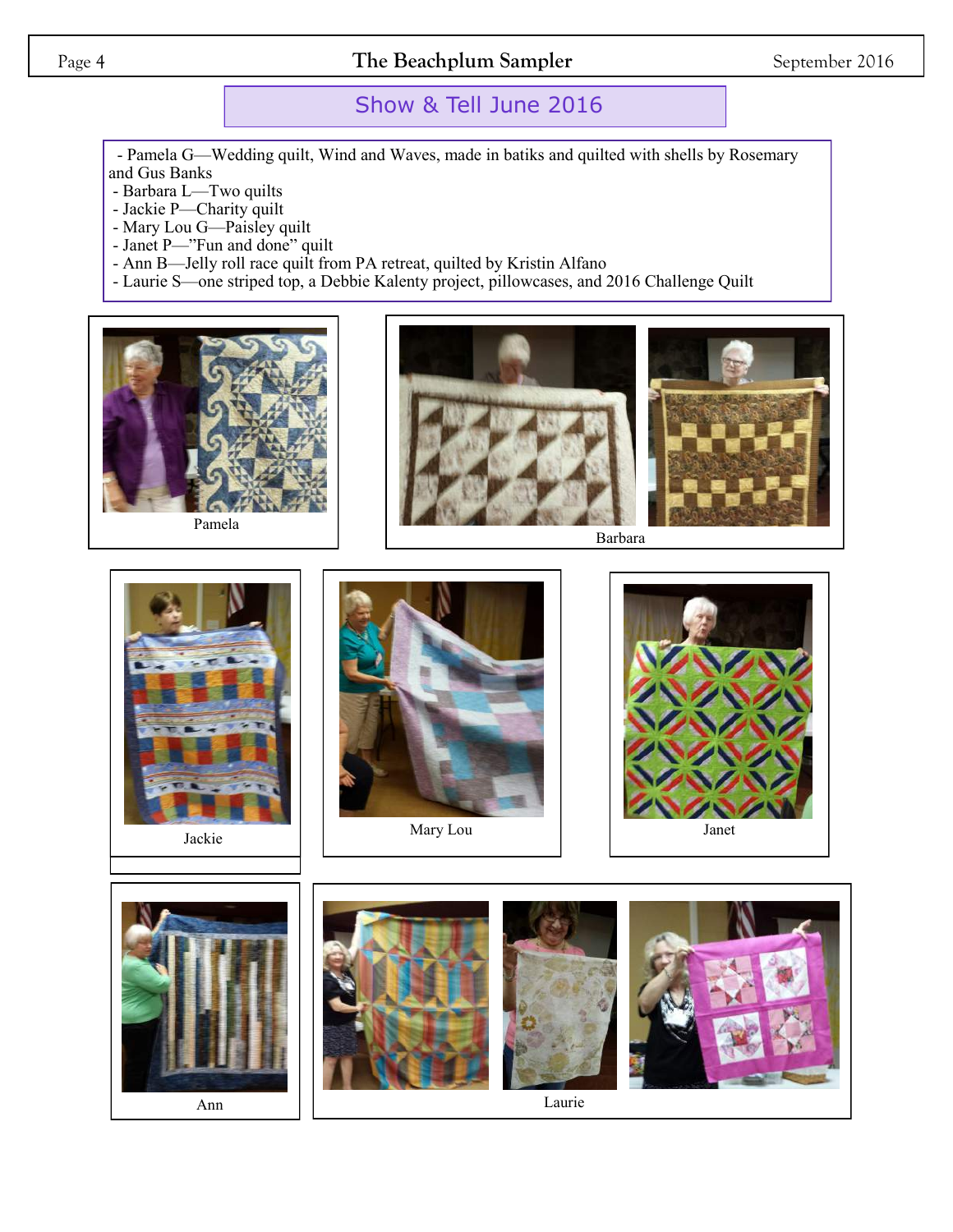## Show & Tell June 2016

- Pamela G—Wedding quilt, Wind and Waves, made in batiks and quilted with shells by Rosemary and Gus Banks
- Barbara L—Two quilts
- Jackie P—Charity quilt
- Mary Lou G—Paisley quilt
- Janet P—"Fun and done" quilt
- Ann B—Jelly roll race quilt from PA retreat, quilted by Kristin Alfano
- Laurie S—one striped top, a Debbie Kalenty project, pillowcases, and 2016 Challenge Quilt

Pamela

Barbara

Jackie

Mary Lou

Janet

Ann

Laurie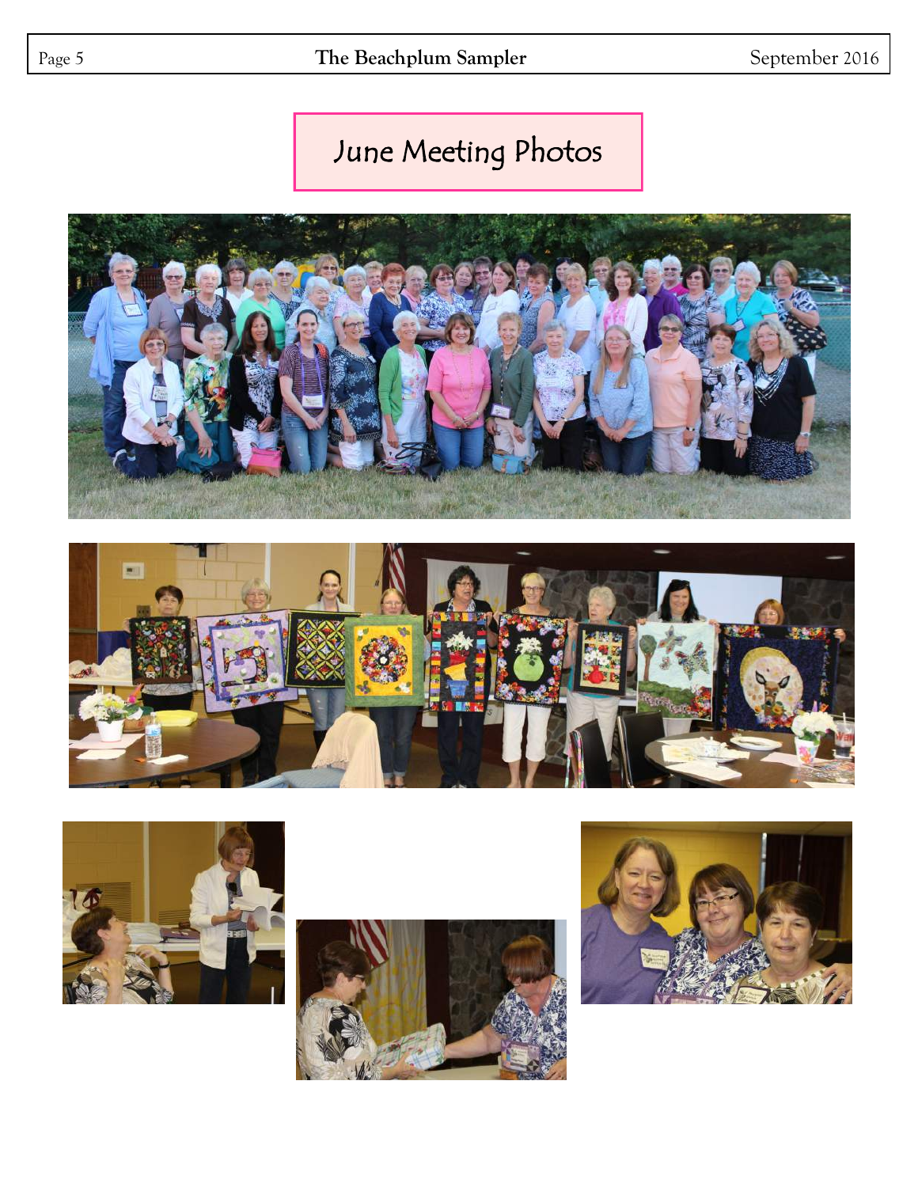# June Meeting Photos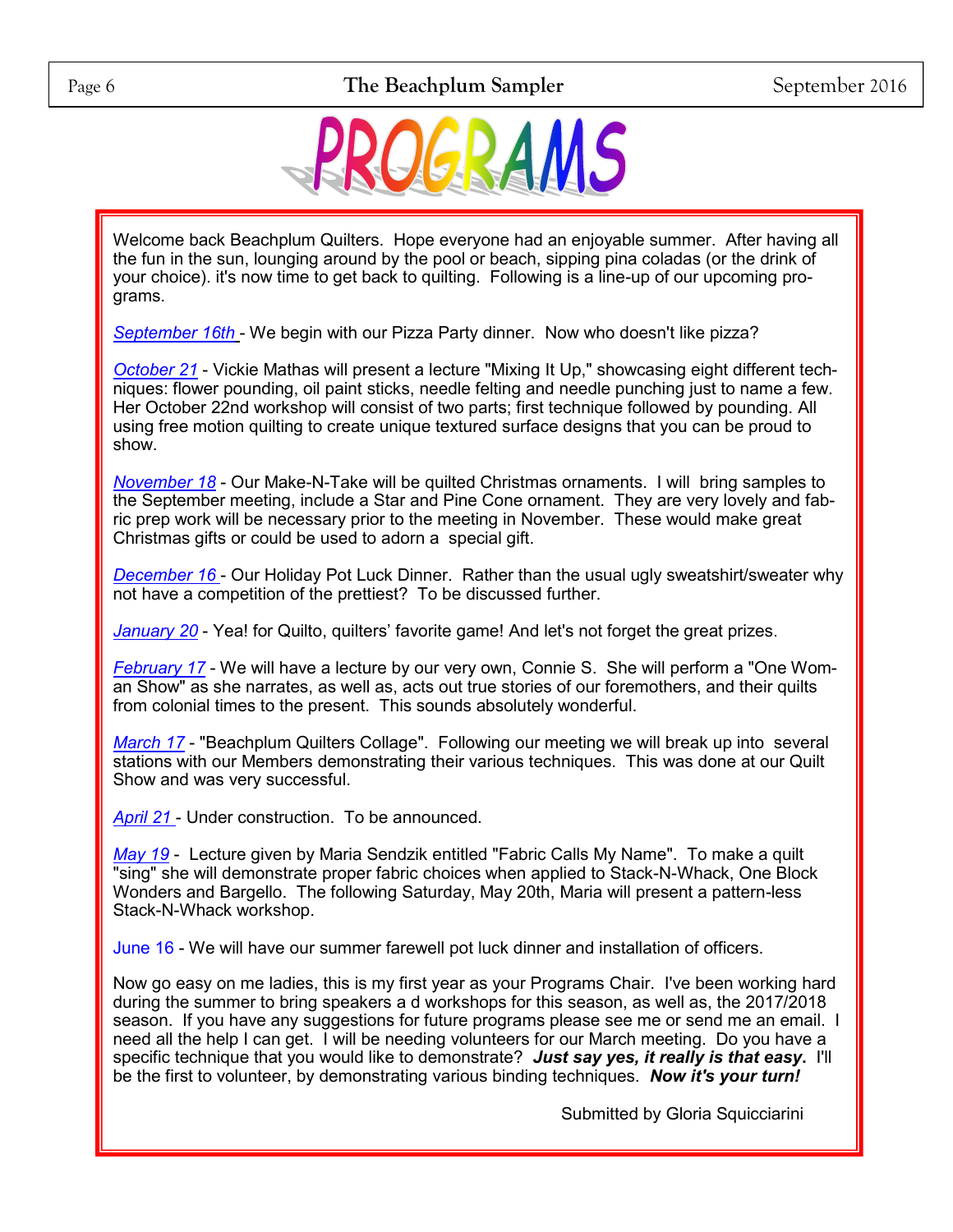# PROGRAMS

Welcome back Beachplum Quilters. Hope everyone had an enjoyable summer. After having all the fun in the sun, lounging around by the pool or beach, sipping pina coladas (or the drink of your choice). it's now time to get back to quilting. Following is a line-up of our upcoming programs.

*September 16th* - We begin with our Pizza Party dinner. Now who doesn't like pizza?

*October 21* - Vickie Mathas will present a lecture "Mixing It Up," showcasing eight different techniques: flower pounding, oil paint sticks, needle felting and needle punching just to name a few. Her October 22nd workshop will consist of two parts; first technique followed by pounding. All using free motion quilting to create unique textured surface designs that you can be proud to show.

*November 18* - Our Make-N-Take will be quilted Christmas ornaments. I will bring samples to the September meeting, include a Star and Pine Cone ornament. They are very lovely and fabric prep work will be necessary prior to the meeting in November. These would make great Christmas gifts or could be used to adorn a special gift.

*December 16* - Our Holiday Pot Luck Dinner. Rather than the usual ugly sweatshirt/sweater why not have a competition of the prettiest? To be discussed further.

*January 20* - Yea! for Quilto, quilters' favorite game! And let's not forget the great prizes.

*February 17* - We will have a lecture by our very own, Connie S. She will perform a "One Woman Show" as she narrates, as well as, acts out true stories of our foremothers, and their quilts from colonial times to the present. This sounds absolutely wonderful.

*March 17* - "Beachplum Quilters Collage". Following our meeting we will break up into several stations with our Members demonstrating their various techniques. This was done at our Quilt Show and was very successful.

*April 21* - Under construction. To be announced.

*May 19* - Lecture given by Maria Sendzik entitled "Fabric Calls My Name". To make a quilt "sing" she will demonstrate proper fabric choices when applied to Stack-N-Whack, One Block Wonders and Bargello. The following Saturday, May 20th, Maria will present a pattern-less Stack-N-Whack workshop.

June 16 - We will have our summer farewell pot luck dinner and installation of officers.

Now go easy on me ladies, this is my first year as your Programs Chair. I've been working hard during the summer to bring speakers a d workshops for this season, as well as, the 2017/2018 season. If you have any suggestions for future programs please see me or send me an email. I need all the help I can get. I will be needing volunteers for our March meeting. Do you have a specific technique that you would like to demonstrate? ***Just say yes, it really is that easy.*** I'll be the first to volunteer, by demonstrating various binding techniques. ***Now it's your turn!***

Submitted by Gloria Squicciarini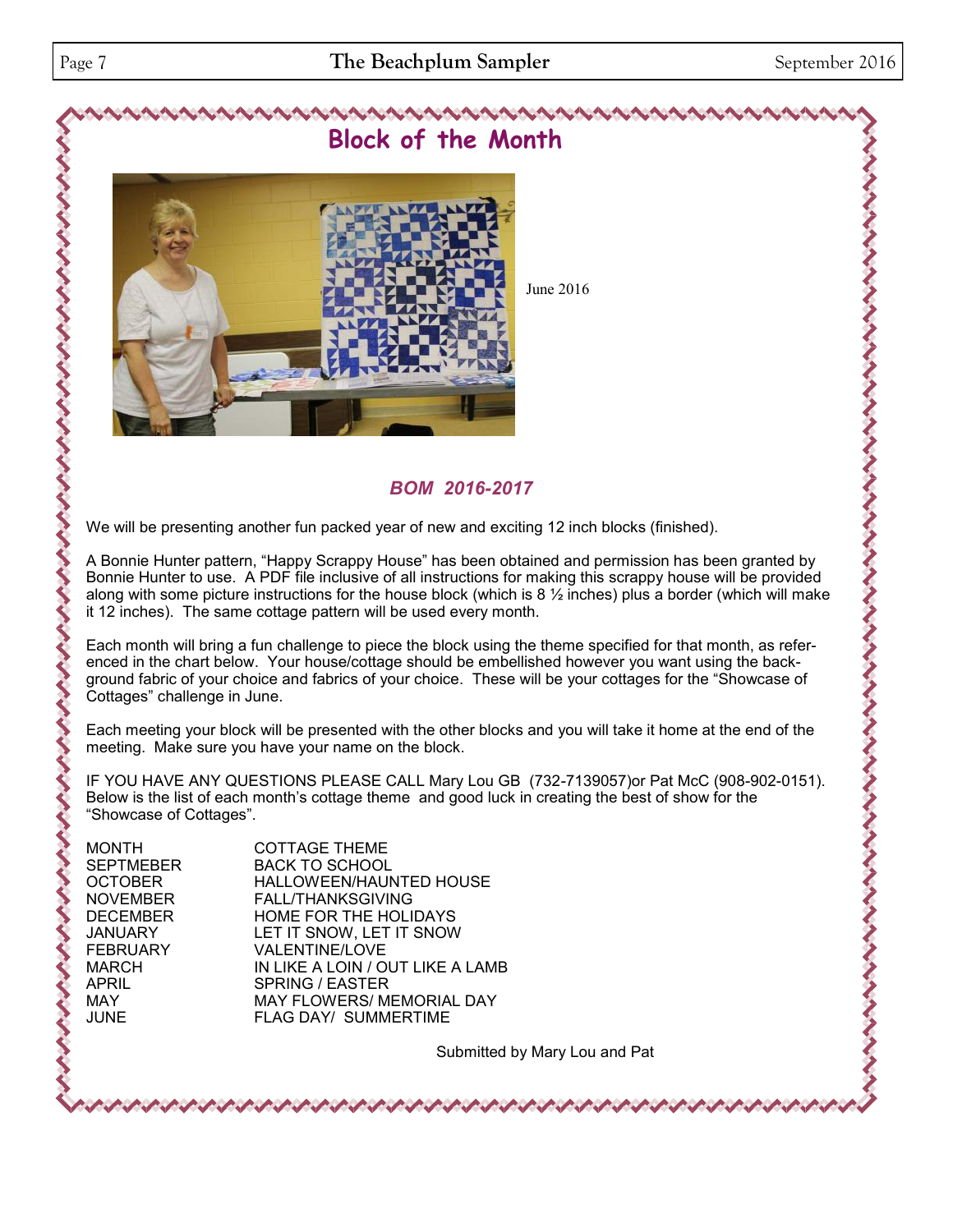# Block of the Month

June 2016

## *BOM 2016-2017*

We will be presenting another fun packed year of new and exciting 12 inch blocks (finished).

A Bonnie Hunter pattern, "Happy Scrappy House" has been obtained and permission has been granted by Bonnie Hunter to use. A PDF file inclusive of all instructions for making this scrappy house will be provided along with some picture instructions for the house block (which is 8 ½ inches) plus a border (which will make it 12 inches). The same cottage pattern will be used every month.

Each month will bring a fun challenge to piece the block using the theme specified for that month, as referenced in the chart below. Your house/cottage should be embellished however you want using the background fabric of your choice and fabrics of your choice. These will be your cottages for the "Showcase of Cottages" challenge in June.

Each meeting your block will be presented with the other blocks and you will take it home at the end of the meeting. Make sure you have your name on the block.

IF YOU HAVE ANY QUESTIONS PLEASE CALL Mary Lou GB (732-7139057)or Pat McC (908-902-0151). Below is the list of each month's cottage theme and good luck in creating the best of show for the "Showcase of Cottages".

| MONTH | COTTAGE THEME |
|---|---|
| SEPTMEBER | BACK TO SCHOOL |
| OCTOBER | HALLOWEEN/HAUNTED HOUSE |
| NOVEMBER | FALL/THANKSGIVING |
| DECEMBER | HOME FOR THE HOLIDAYS |
| JANUARY | LET IT SNOW, LET IT SNOW |
| FEBRUARY | VALENTINE/LOVE |
| MARCH | IN LIKE A LOIN / OUT LIKE A LAMB |
| APRIL | SPRING / EASTER |
| MAY | MAY FLOWERS/ MEMORIAL DAY |
| JUNE | FLAG DAY/ SUMMERTIME |

Submitted by Mary Lou and Pat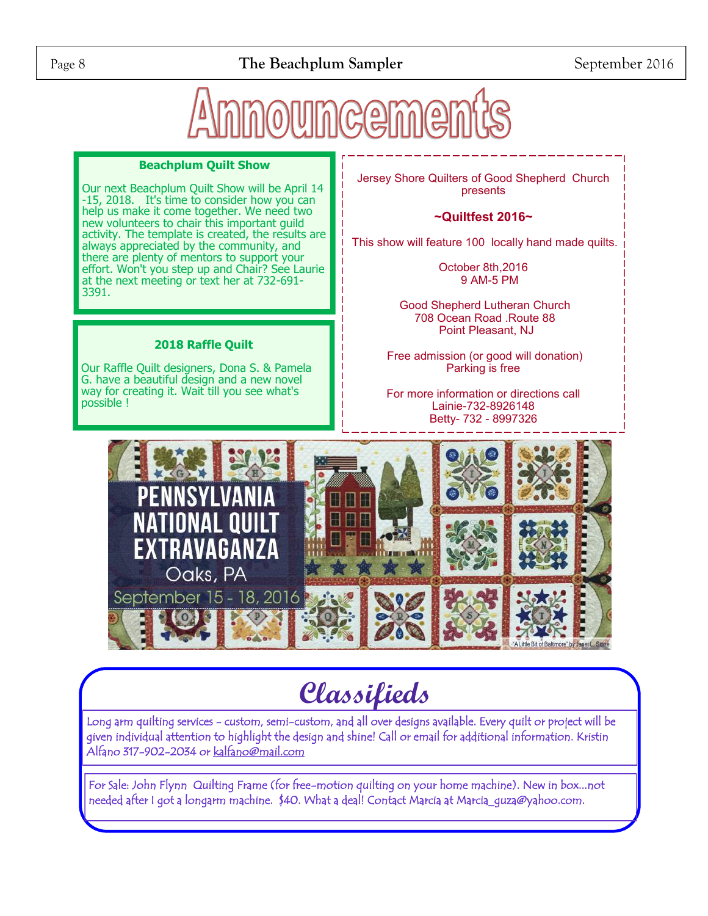# Announcements

### Beachplum Quilt Show

Our next Beachplum Quilt Show will be April 14 -15, 2018. It's time to consider how you can help us make it come together. We need two new volunteers to chair this important guild activity. The template is created, the results are always appreciated by the community, and there are plenty of mentors to support your effort. Won't you step up and Chair? See Laurie at the next meeting or text her at 732-691-3391.

### 2018 Raffle Quilt

Our Raffle Quilt designers, Dona S. & Pamela G. have a beautiful design and a new novel way for creating it. Wait till you see what's possible !

Jersey Shore Quilters of Good Shepherd Church presents

**~Quiltfest 2016~**

This show will feature 100 locally hand made quilts.

October 8th,2016
9 AM-5 PM

Good Shepherd Lutheran Church
708 Ocean Road .Route 88
Point Pleasant, NJ

Free admission (or good will donation)
Parking is free

For more information or directions call
Lainie-732-8926148
Betty- 732 - 8997326

PENNSYLVANIA NATIONAL QUILT EXTRAVAGANZA
Oaks, PA
September 15 - 18, 2016

"A Little Bit of Baltimore" by Janet L. Stone

## Classifieds

Long arm quilting services - custom, semi-custom, and all over designs available. Every quilt or project will be given individual attention to highlight the design and shine! Call or email for additional information. Kristin Alfano 317-902-2034 or kalfano@mail.com

For Sale: John Flynn Quilting Frame (for free-motion quilting on your home machine). New in box...not needed after I got a longarm machine. $40. What a deal! Contact Marcia at Marcia_guza@yahoo.com.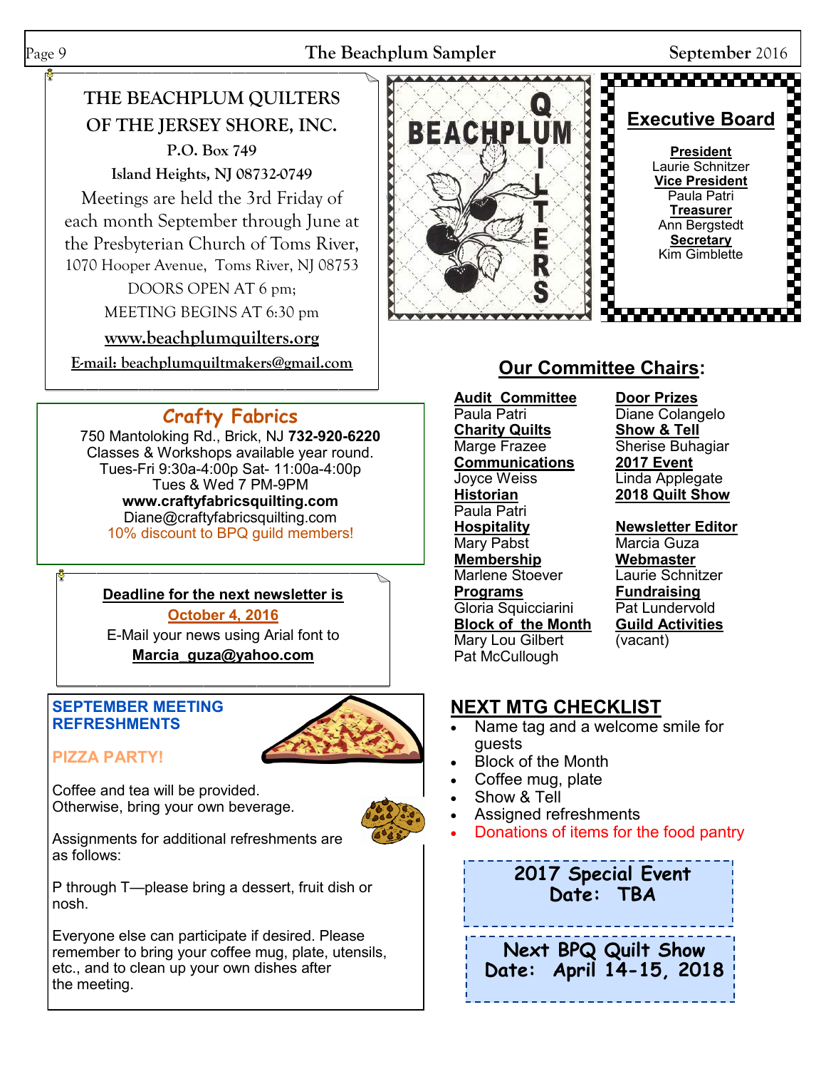THE BEACHPLUM QUILTERS OF THE JERSEY SHORE, INC.

P.O. Box 749

Island Heights, NJ 08732-0749

Meetings are held the 3rd Friday of each month September through June at the Presbyterian Church of Toms River, 1070 Hooper Avenue, Toms River, NJ 08753

DOORS OPEN AT 6 pm;

MEETING BEGINS AT 6:30 pm

www.beachplumquilters.org

E-mail: beachplumquiltmakers@gmail.com

## Executive Board

**President**
Laurie Schnitzer

**Vice President**
Paula Patri

**Treasurer**
Ann Bergstedt

**Secretary**
Kim Gimblette

## Crafty Fabrics

750 Mantoloking Rd., Brick, NJ **732-920-6220**
Classes & Workshops available year round.
Tues-Fri 9:30a-4:00p Sat- 11:00a-4:00p
Tues & Wed 7 PM-9PM
**www.craftyfabricsquilting.com**
Diane@craftyfabricsquilting.com
10% discount to BPQ guild members!

## Our Committee Chairs:

**Audit Committee**
Paula Patri

**Charity Quilts**
Marge Frazee

**Communications**
Joyce Weiss

**Historian**
Paula Patri

**Hospitality**
Mary Pabst

**Membership**
Marlene Stoever

**Programs**
Gloria Squicciarini

**Block of the Month**
Mary Lou Gilbert
Pat McCullough

**Door Prizes**
Diane Colangelo

**Show & Tell**
Sherise Buhagiar

**2017 Event**
Linda Applegate

**2018 Quilt Show**

**Newsletter Editor**
Marcia Guza

**Webmaster**
Laurie Schnitzer

**Fundraising**
Pat Lundervold

**Guild Activities**
(vacant)

**Deadline for the next newsletter is October 4, 2016**

E-Mail your news using Arial font to **Marcia_guza@yahoo.com**

## SEPTEMBER MEETING REFRESHMENTS

**PIZZA PARTY!**

Coffee and tea will be provided.
Otherwise, bring your own beverage.

Assignments for additional refreshments are as follows:

P through T—please bring a dessert, fruit dish or nosh.

Everyone else can participate if desired. Please remember to bring your coffee mug, plate, utensils, etc., and to clean up your own dishes after the meeting.

## NEXT MTG CHECKLIST

- Name tag and a welcome smile for guests
- Block of the Month
- Coffee mug, plate
- Show & Tell
- Assigned refreshments
- Donations of items for the food pantry

**2017 Special Event**
**Date: TBA**

**Next BPQ Quilt Show**
**Date: April 14-15, 2018**